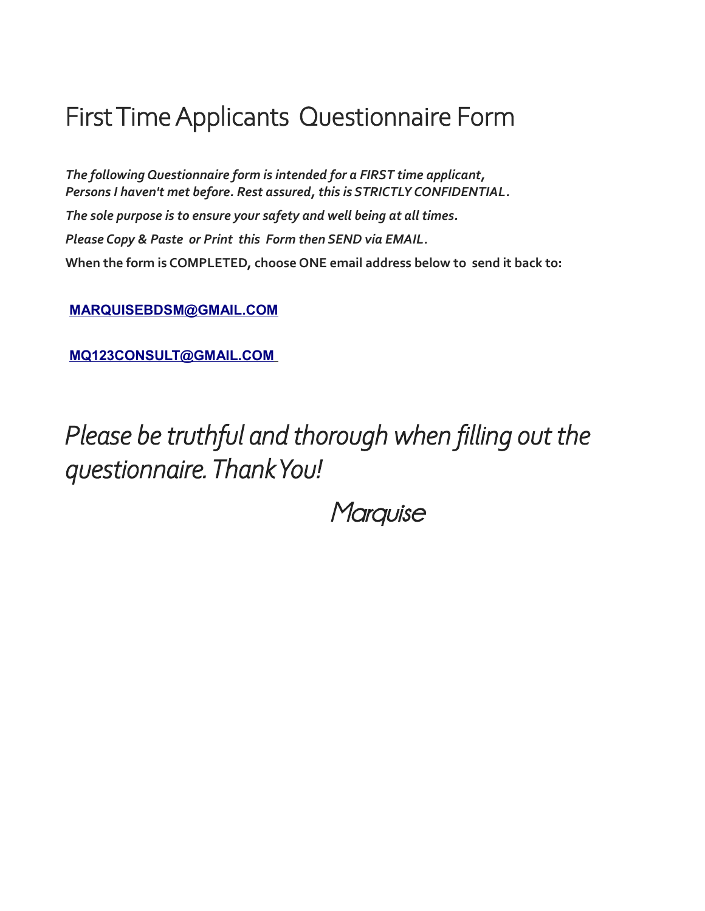# First Time Applicants Questionnaire Form

*The following Questionnaire form is intended for a FIRST time applicant,*
*Persons I haven't met before. Rest assured, this is STRICTLY CONFIDENTIAL.*

*The sole purpose is to ensure your safety and well being at all times.*

*Please Copy & Paste or Print this Form then SEND via EMAIL.*

**When the form is COMPLETED, choose ONE email address below to send it back to:**

**MARQUISEBDSM@GMAIL.COM**

**MQ123CONSULT@GMAIL.COM**

## *Please be truthful and thorough when filling out the questionnaire. Thank You!*

*Marquise*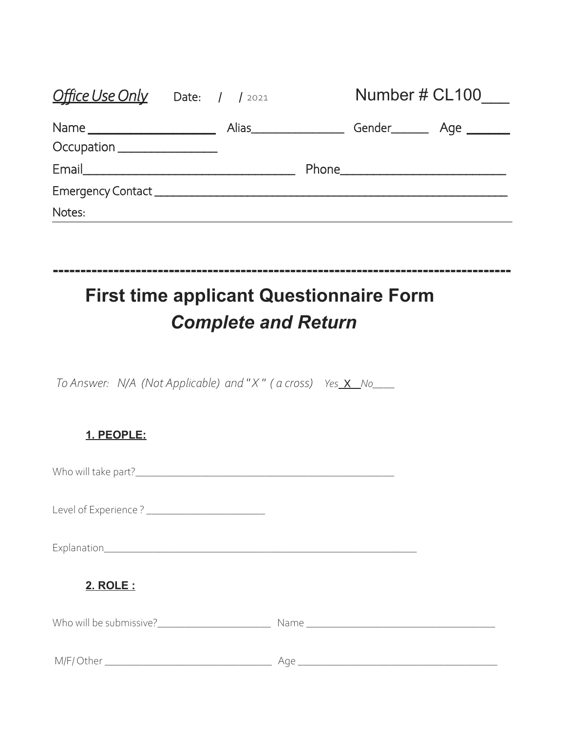*Office Use Only*     Date:   /   / 2021          Number # CL100___

Name __________________   Alias______________   Gender______   Age ______

Occupation _______________

Email________________________________   Phone________________________

Emergency Contact _______________________________________________________

Notes:

---

------------------------------------------------------------------------------------

# First time applicant Questionnaire Form

## *Complete and Return*

*To Answer:   N/A  (Not Applicable)  and " X "  ( a cross)     Yes_X__No____*

### 1. PEOPLE:

Who will take part?________________________________________________

Level of Experience ? ______________________

Explanation___________________________________________________________

### 2. ROLE :

Who will be submissive?_____________________   Name ____________________________________

M/F/ Other _______________________________   Age _______________________________________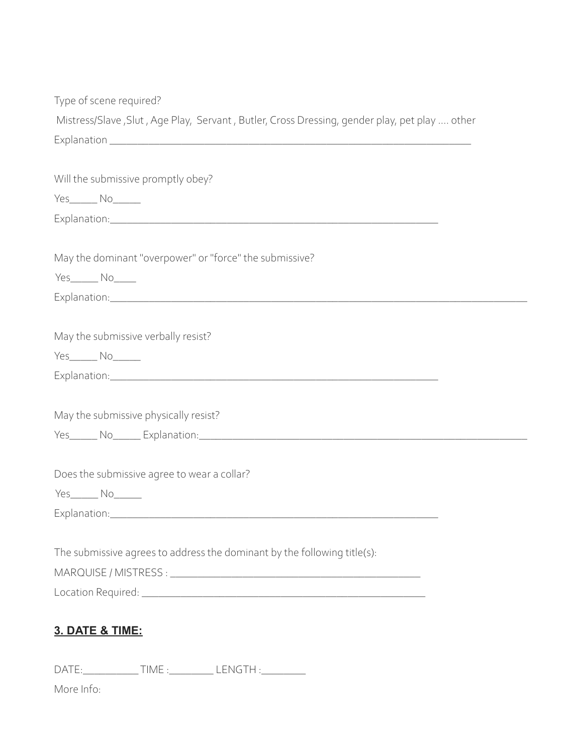Type of scene required?

Mistress/Slave ,Slut , Age Play, Servant , Butler, Cross Dressing, gender play, pet play .... other

Explanation ________________________________________________________________

Will the submissive promptly obey?

Yes_____ No_____

Explanation:_________________________________________________________

May the dominant "overpower" or "force" the submissive?

Yes_____ No____

Explanation:___________________________________________________________________________

May the submissive verbally resist?

Yes_____ No_____

Explanation:_________________________________________________________

May the submissive physically resist?

Yes_____ No_____ Explanation:________________________________________________________

Does the submissive agree to wear a collar?

Yes_____ No_____

Explanation:_________________________________________________________

The submissive agrees to address the dominant by the following title(s):

MARQUISE / MISTRESS : ____________________________________________

Location Required: _________________________________________________

## 3. DATE & TIME:

DATE:__________ TIME :________ LENGTH :________

More Info: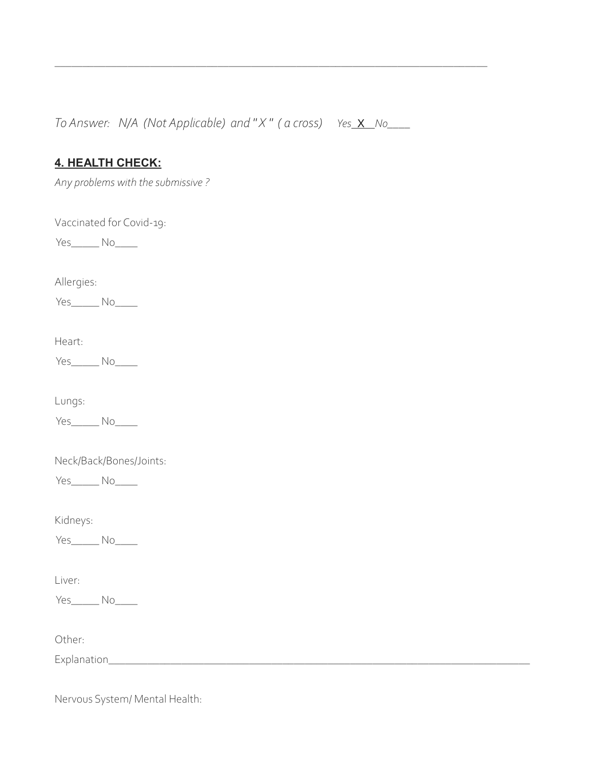______________________________________________________________________________

*To Answer:  N/A  (Not Applicable)  and " X "  ( a cross)   Yes__X__No____*

## 4. HEALTH CHECK:

*Any problems with the submissive ?*

Vaccinated for Covid-19:

Yes_____ No____

Allergies:

Yes_____ No____

Heart:

Yes_____ No____

Lungs:

Yes_____ No____

Neck/Back/Bones/Joints:

Yes_____ No____

Kidneys:

Yes_____ No____

Liver:

Yes_____ No____

Other:

Explanation______________________________________________________________________________

Nervous System/ Mental Health: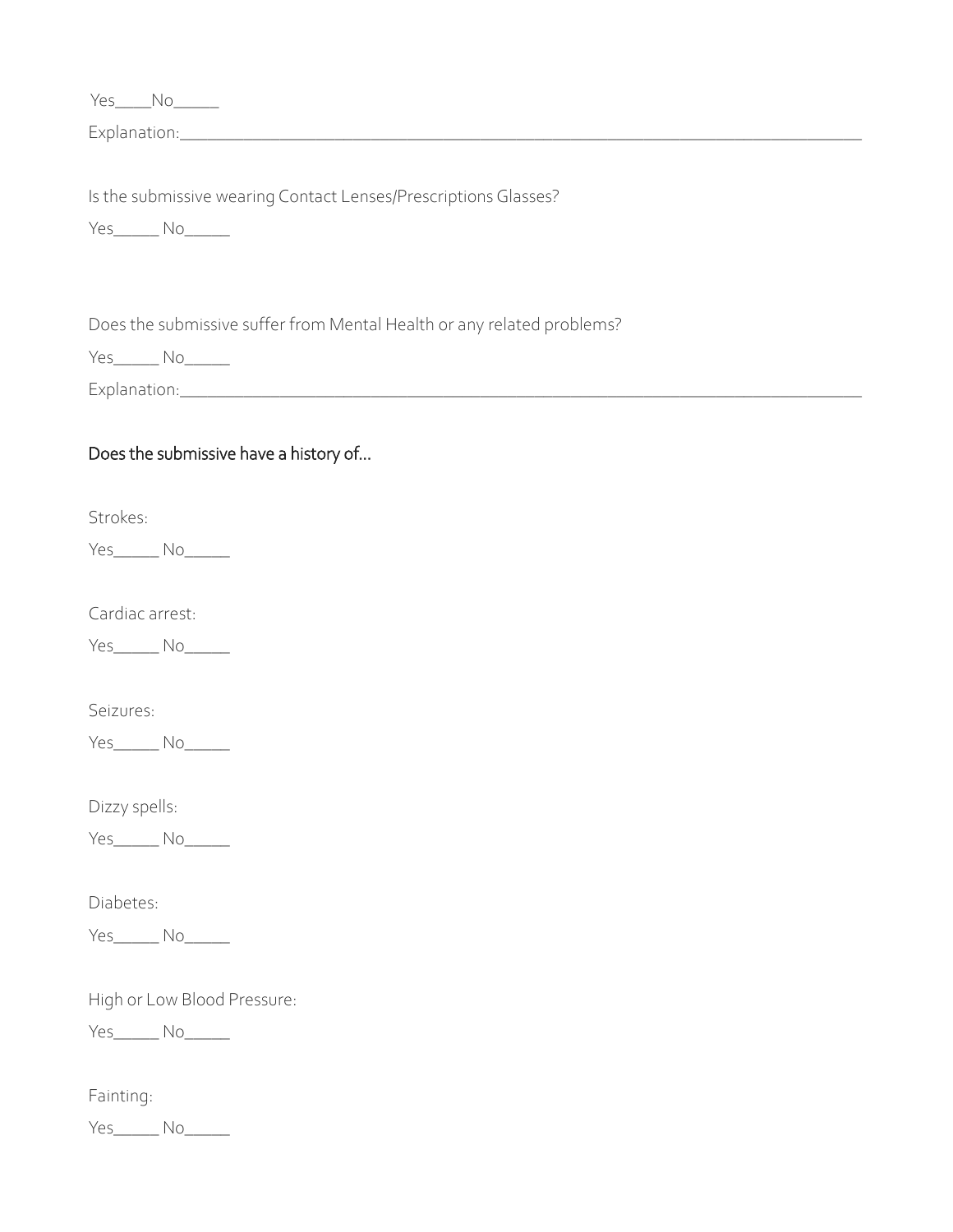Yes____No_____

Explanation:___________________________________________________________________________

Is the submissive wearing Contact Lenses/Prescriptions Glasses?

Yes_____ No_____

Does the submissive suffer from Mental Health or any related problems?

Yes_____ No_____

Explanation:___________________________________________________________________________

Does the submissive have a history of…

Strokes:

Yes_____ No_____

Cardiac arrest:

Yes_____ No_____

Seizures:

Yes_____ No_____

Dizzy spells:

Yes_____ No_____

Diabetes:

Yes_____ No_____

High or Low Blood Pressure:

Yes_____ No_____

Fainting:

Yes_____ No_____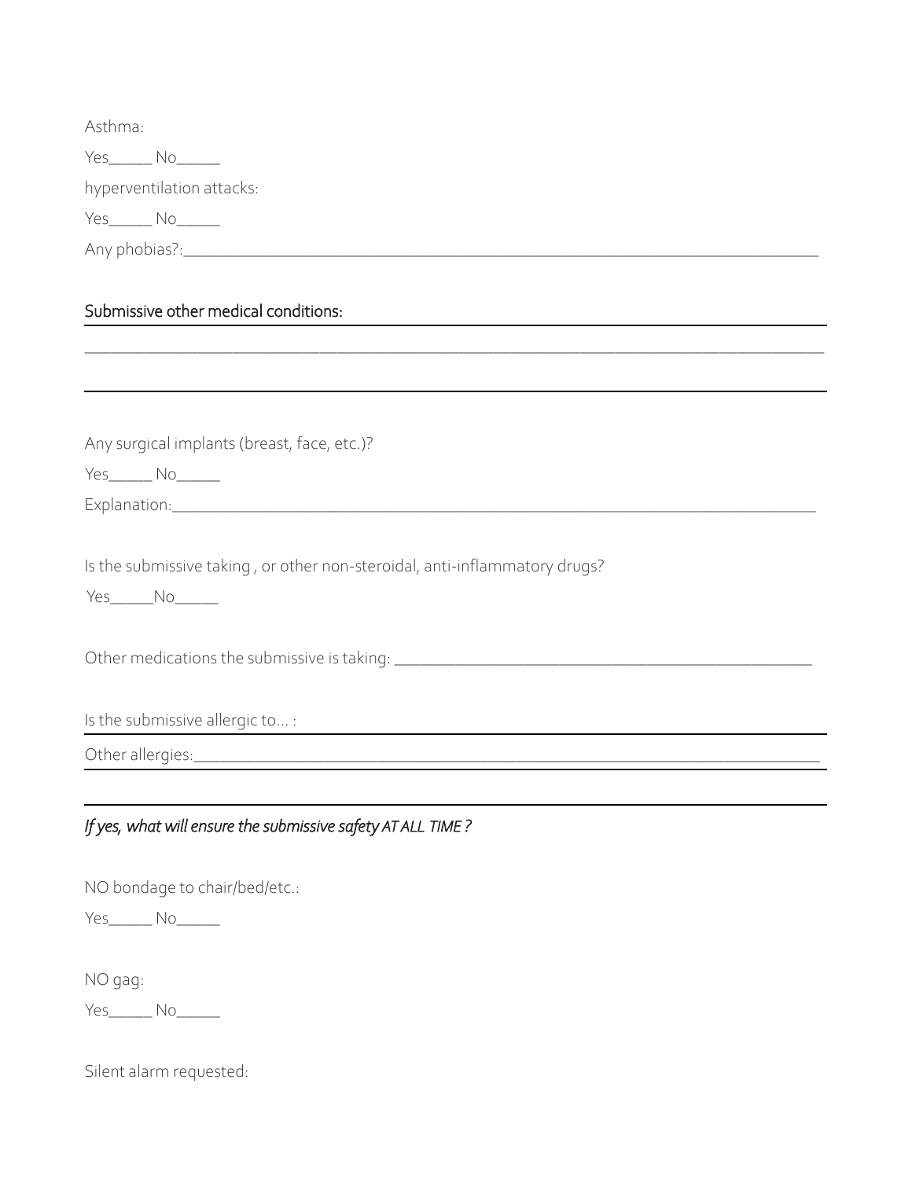Asthma:

Yes_____ No_____

hyperventilation attacks:

Yes_____ No_____

Any phobias?:______________________________________________________________________________

Submissive other medical conditions:

______________________________________________________________________________________

Any surgical implants (breast, face, etc.)?

Yes_____ No_____

Explanation:______________________________________________________________________________

Is the submissive taking , or other non-steroidal, anti-inflammatory drugs?

Yes_____No_____

Other medications the submissive is taking: _______________________________________________

Is the submissive allergic to... :

Other allergies:___________________________________________________________________________

*If yes, what will ensure the submissive safety AT ALL TIME ?*

NO bondage to chair/bed/etc.:

Yes_____ No_____

NO gag:

Yes_____ No_____

Silent alarm requested: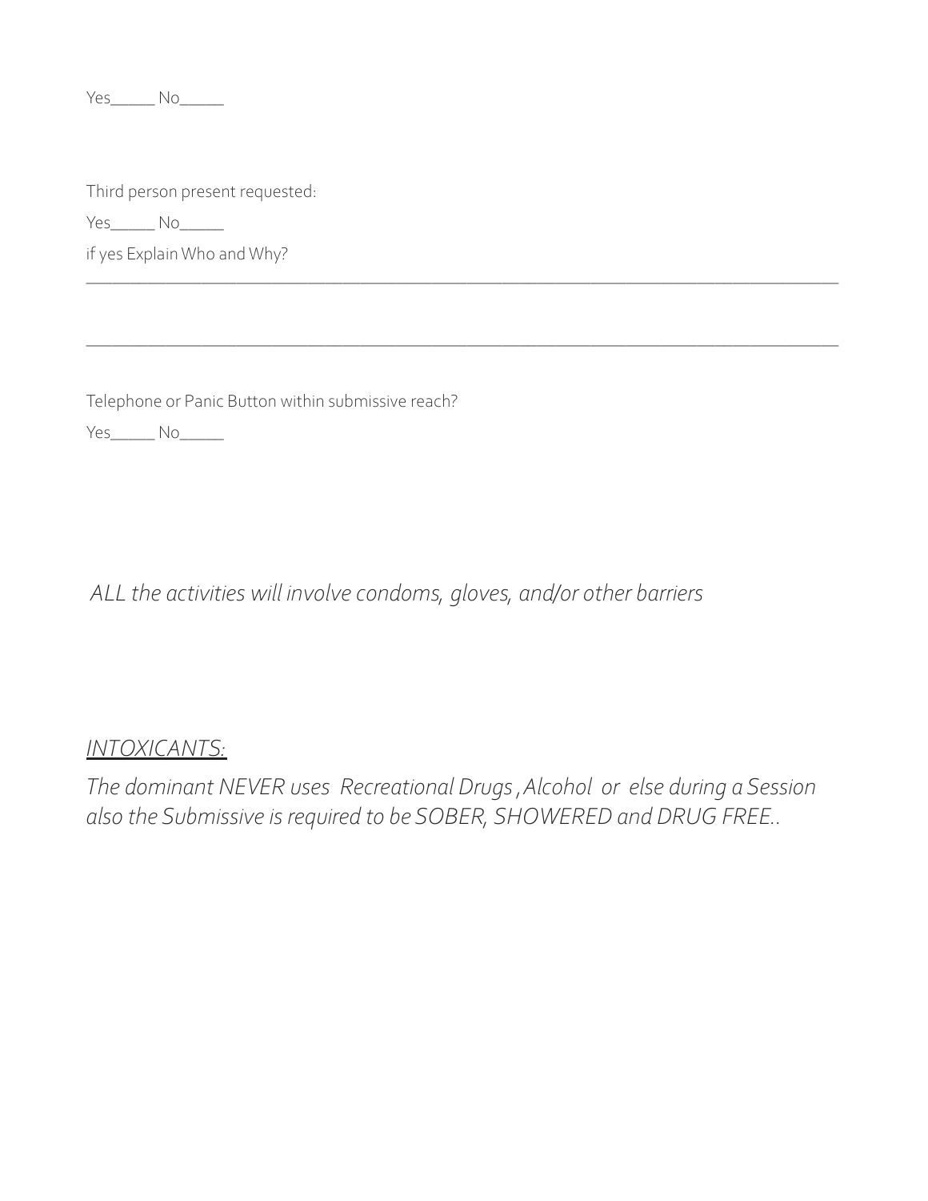Yes_____ No_____

Third person present requested:

Yes_____ No_____

if yes Explain Who and Why?

_______________________________________________________________________________________

_______________________________________________________________________________________

Telephone or Panic Button within submissive reach?

Yes_____ No_____

*ALL the activities will involve condoms, gloves, and/or other barriers*

*<u>INTOXICANTS:</u>*

*The dominant NEVER uses Recreational Drugs , Alcohol or else during a Session also the Submissive is required to be SOBER, SHOWERED and DRUG FREE..*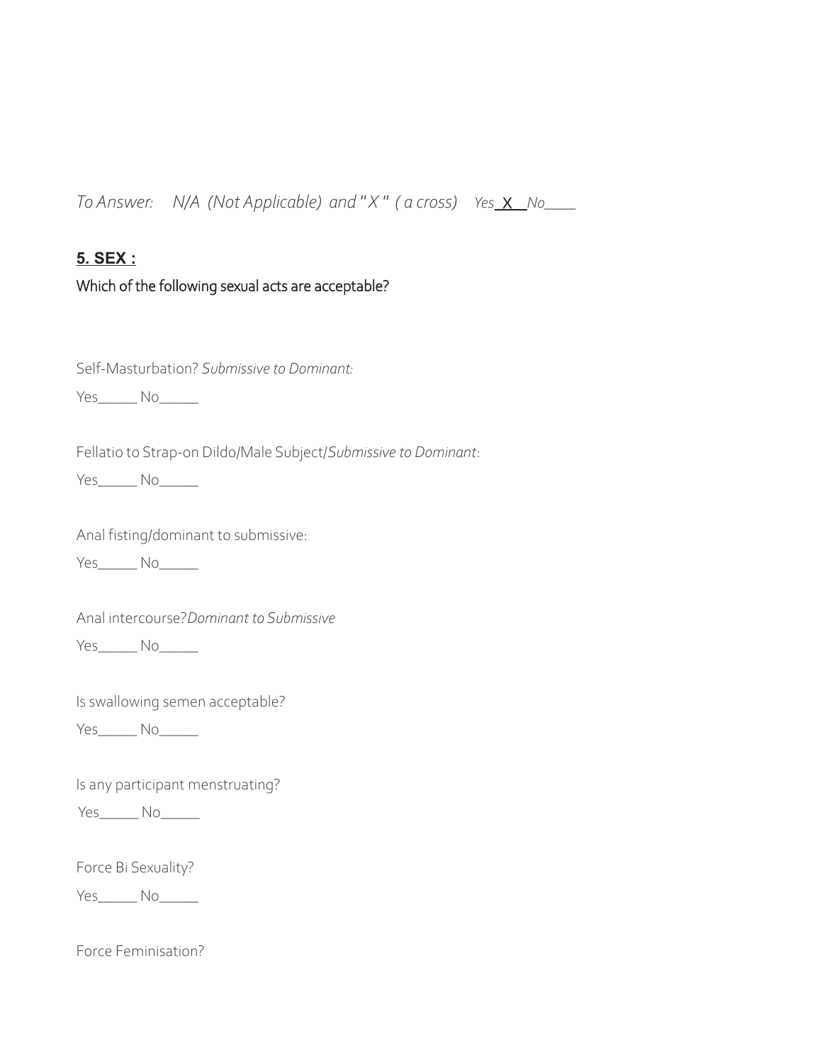*To Answer: N/A (Not Applicable) and "X" ( a cross) Yes_X_ No____*

## 5. SEX :

Which of the following sexual acts are acceptable?

Self-Masturbation? *Submissive to Dominant:*

Yes_____ No_____

Fellatio to Strap-on Dildo/Male Subject/*Submissive to Dominant*:

Yes_____ No_____

Anal fisting/dominant to submissive:

Yes_____ No_____

Anal intercourse?*Dominant to Submissive*

Yes_____ No_____

Is swallowing semen acceptable?

Yes_____ No_____

Is any participant menstruating?

Yes_____ No_____

Force Bi Sexuality?

Yes_____ No_____

Force Feminisation?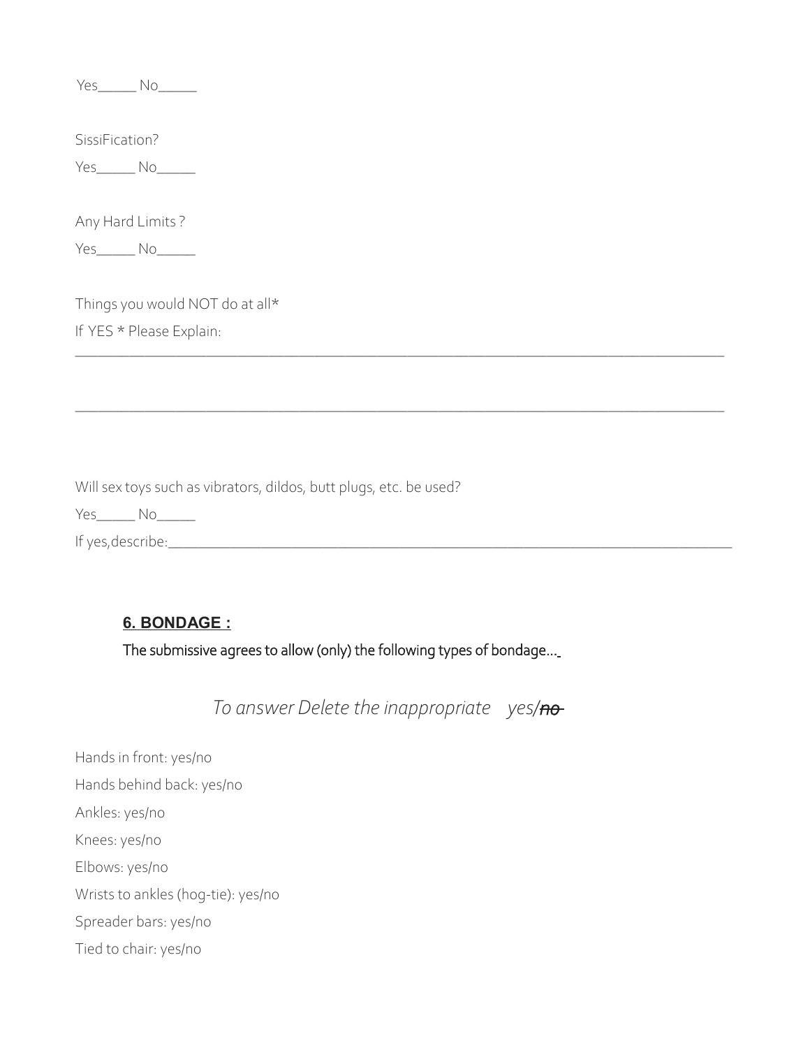Yes_____ No_____

SissiFication?

Yes_____ No_____

Any Hard Limits ?

Yes_____ No_____

Things you would NOT do at all*

If YES * Please Explain:

_______________________________________________________________________________________

_______________________________________________________________________________________

Will sex toys such as vibrators, dildos, butt plugs, etc. be used?

Yes_____ No_____

If yes,describe:_______________________________________________________________________________

## 6. BONDAGE :

The submissive agrees to allow (only) the following types of bondage…

*To answer Delete the inappropriate yes/~~no~~*

Hands in front: yes/no

Hands behind back: yes/no

Ankles: yes/no

Knees: yes/no

Elbows: yes/no

Wrists to ankles (hog-tie): yes/no

Spreader bars: yes/no

Tied to chair: yes/no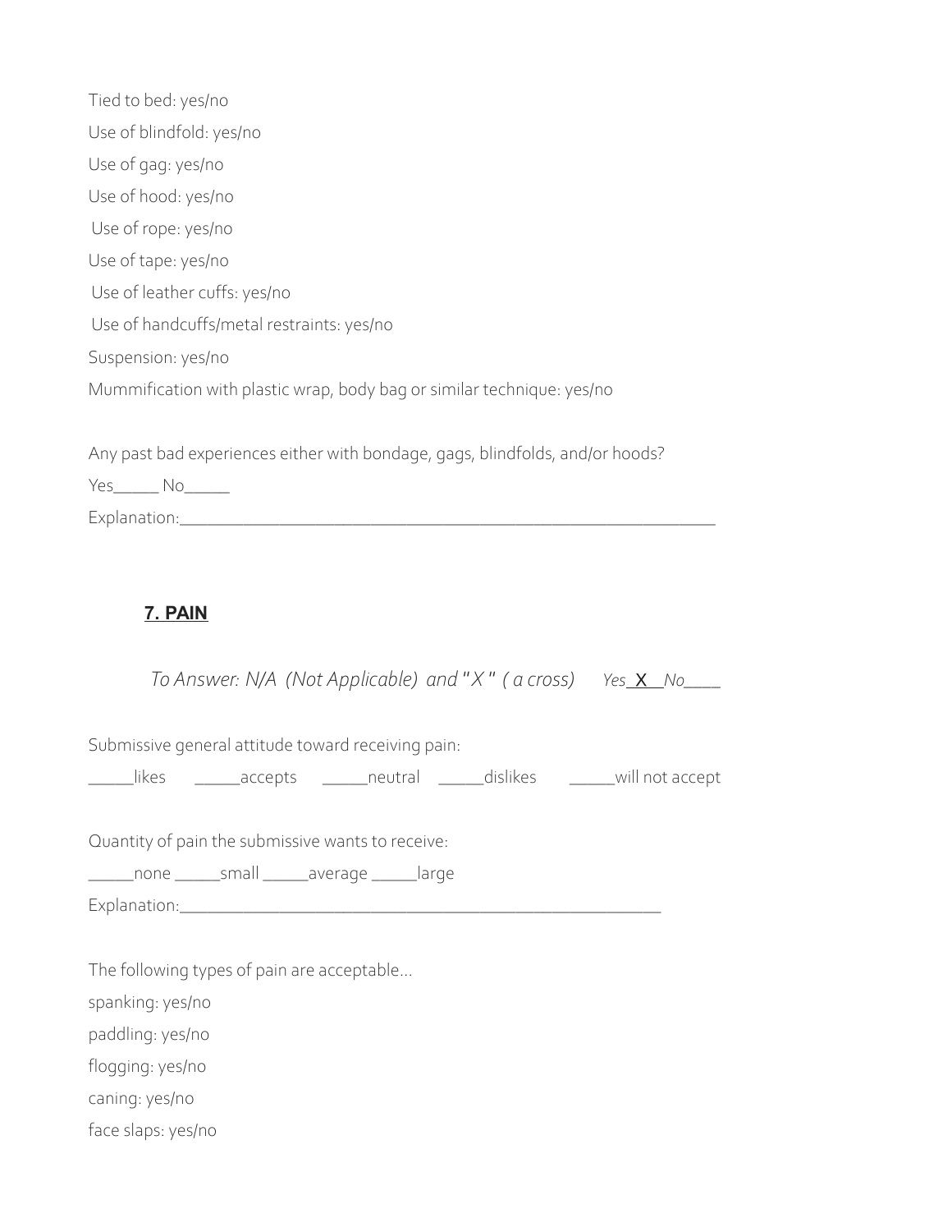Tied to bed: yes/no

Use of blindfold: yes/no

Use of gag: yes/no

Use of hood: yes/no

Use of rope: yes/no

Use of tape: yes/no

Use of leather cuffs: yes/no

Use of handcuffs/metal restraints: yes/no

Suspension: yes/no

Mummification with plastic wrap, body bag or similar technique: yes/no

Any past bad experiences either with bondage, gags, blindfolds, and/or hoods?

Yes_____ No_____

Explanation:____________________________________________________________

## 7. PAIN

*To Answer: N/A (Not Applicable) and "X" ( a cross)* *Yes* X *No*____

Submissive general attitude toward receiving pain:

_____likes _____accepts _____neutral _____dislikes _____will not accept

Quantity of pain the submissive wants to receive:

_____none _____small _____average _____large

Explanation:______________________________________________________

The following types of pain are acceptable…

spanking: yes/no

paddling: yes/no

flogging: yes/no

caning: yes/no

face slaps: yes/no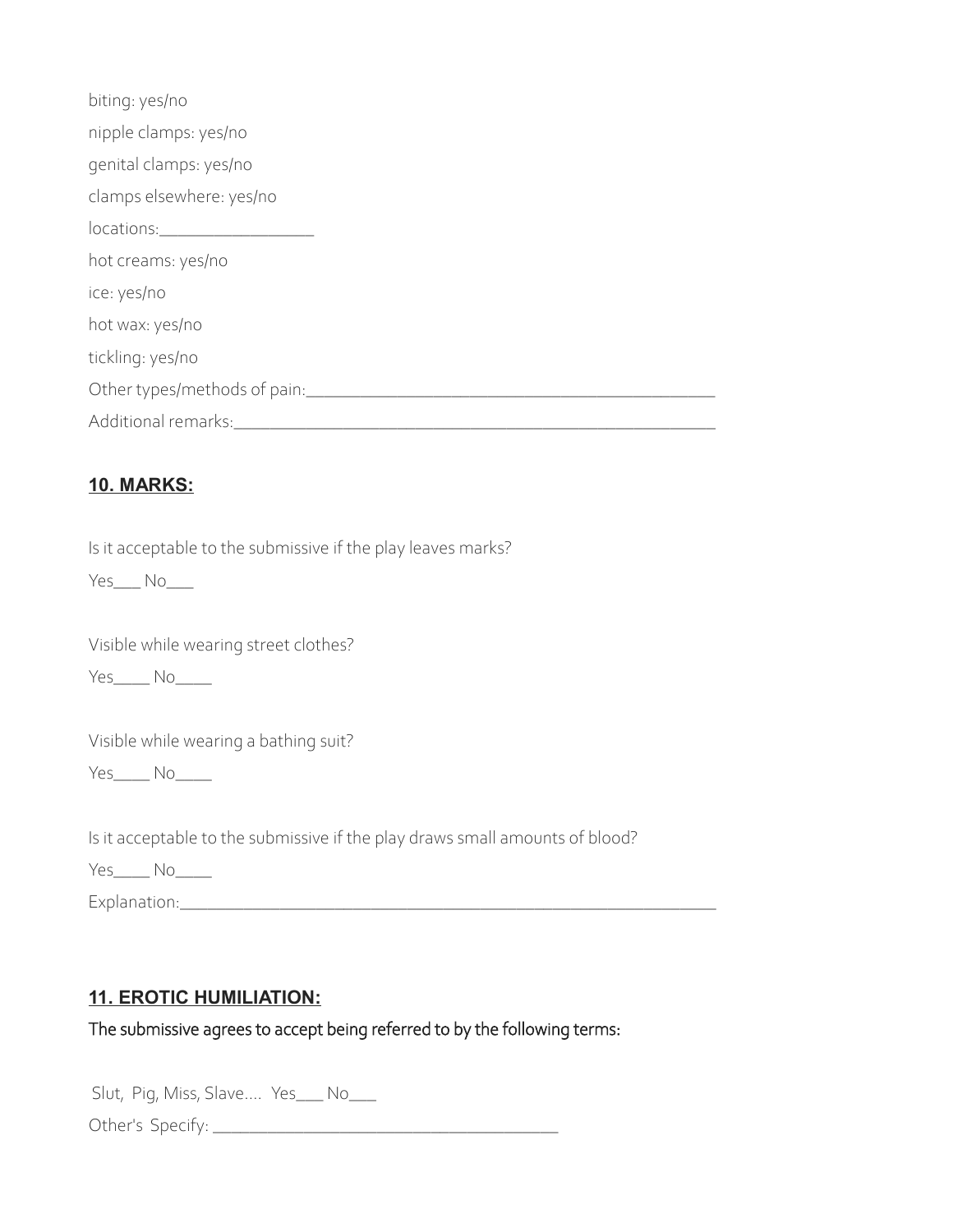biting: yes/no

nipple clamps: yes/no

genital clamps: yes/no

clamps elsewhere: yes/no

locations:_________________

hot creams: yes/no

ice: yes/no

hot wax: yes/no

tickling: yes/no

Other types/methods of pain:_______________________________________________

Additional remarks:______________________________________________________

## 10. MARKS:

Is it acceptable to the submissive if the play leaves marks?

Yes___ No___

Visible while wearing street clothes?

Yes____ No____

Visible while wearing a bathing suit?

Yes____ No____

Is it acceptable to the submissive if the play draws small amounts of blood?

Yes____ No____

Explanation:_____________________________________________________________

## 11. EROTIC HUMILIATION:

The submissive agrees to accept being referred to by the following terms:

Slut, Pig, Miss, Slave.... Yes___ No___

Other's Specify: ________________________________________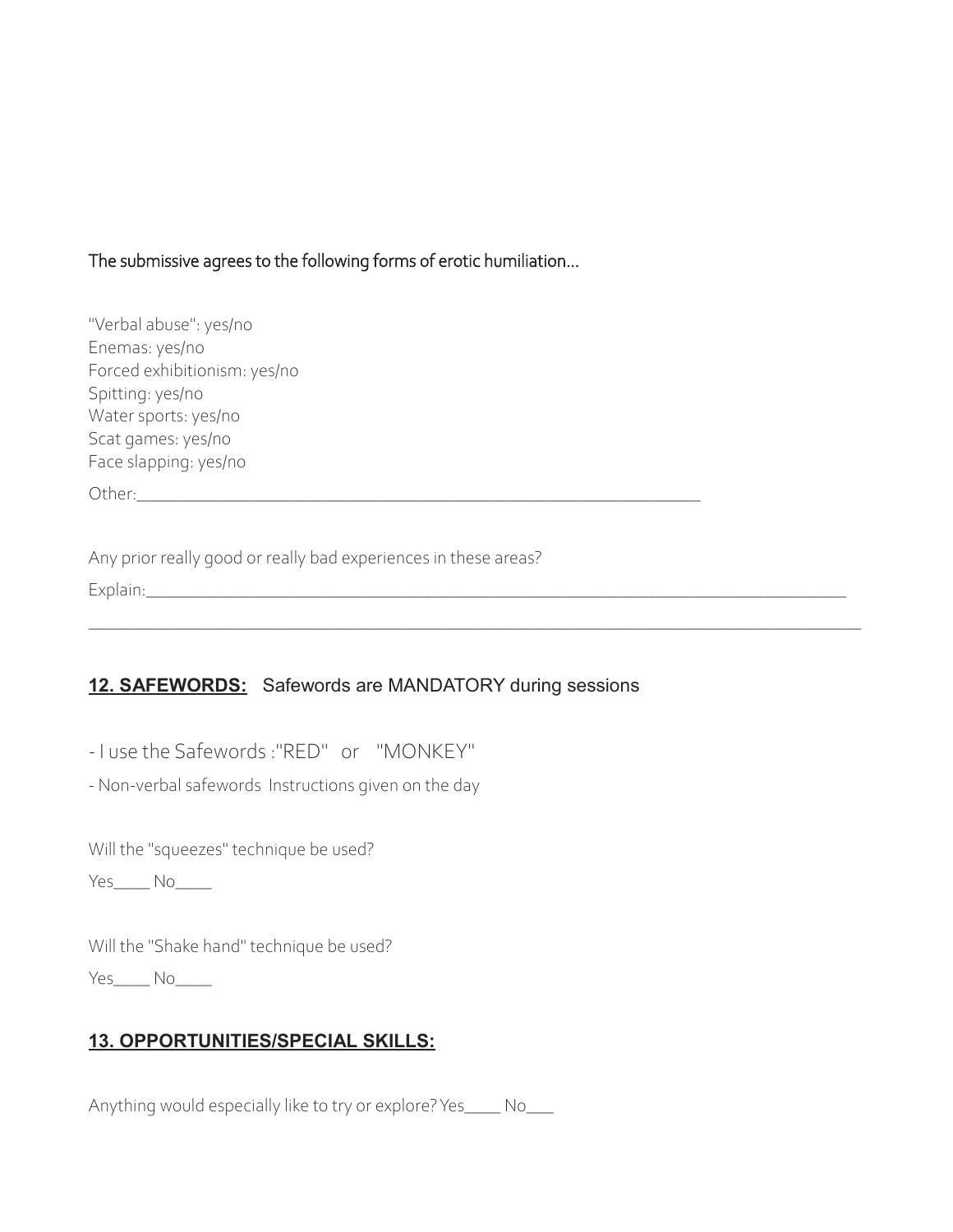The submissive agrees to the following forms of erotic humiliation...

"Verbal abuse": yes/no
Enemas: yes/no
Forced exhibitionism: yes/no
Spitting: yes/no
Water sports: yes/no
Scat games: yes/no
Face slapping: yes/no

Other:_______________________________________________________________

Any prior really good or really bad experiences in these areas?

Explain:_______________________________________________________________________________

_____________________________________________________________________________________

## 12. SAFEWORDS: Safewords are MANDATORY during sessions

- I use the Safewords :"RED" or "MONKEY"
- Non-verbal safewords Instructions given on the day

Will the "squeezes" technique be used?

Yes____ No____

Will the "Shake hand" technique be used?

Yes____ No____

## 13. OPPORTUNITIES/SPECIAL SKILLS:

Anything would especially like to try or explore? Yes____ No___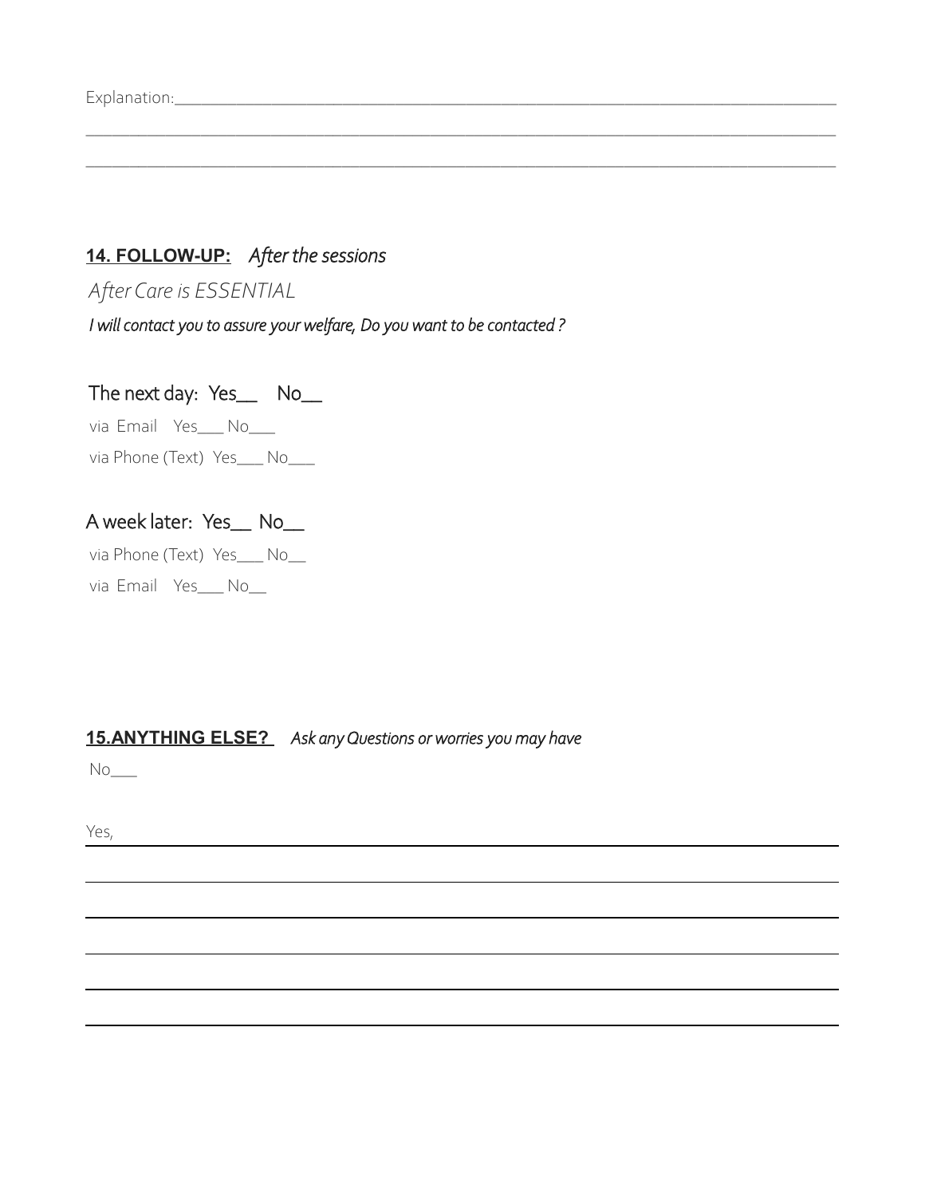Explanation:___________________________________________________________________________

_____________________________________________________________________________________

_____________________________________________________________________________________

**14. FOLLOW-UP:** *After the sessions*

*After Care is ESSENTIAL*

*I will contact you to assure your welfare, Do you want to be contacted ?*

The next day: Yes__ No__

via Email Yes___ No___

via Phone (Text) Yes___ No___

A week later: Yes__ No__

via Phone (Text) Yes___ No__

via Email Yes___ No__

**15.ANYTHING ELSE?** *Ask any Questions or worries you may have*

No___

Yes,